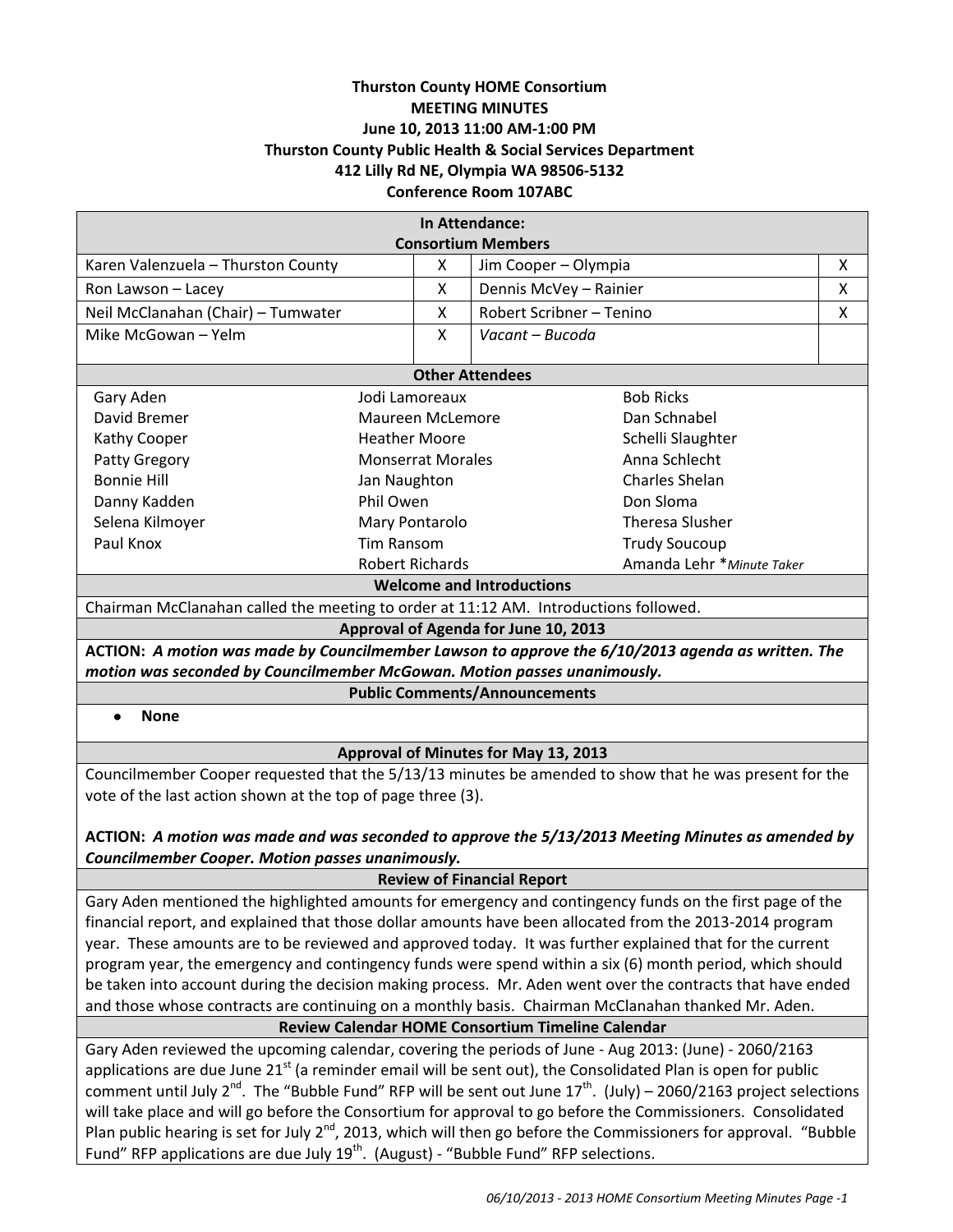# Thurston County HOME Consortium
## MEETING MINUTES
**June 10, 2013 11:00 AM-1:00 PM**
**Thurston County Public Health & Social Services Department**
**412 Lilly Rd NE, Olympia WA 98506-5132**
**Conference Room 107ABC**

### In Attendance:
### Consortium Members

| Member | | Member | |
|---|---|---|---|
| Karen Valenzuela – Thurston County | X | Jim Cooper – Olympia | X |
| Ron Lawson – Lacey | X | Dennis McVey – Rainier | X |
| Neil McClanahan (Chair) – Tumwater | X | Robert Scribner – Tenino | X |
| Mike McGowan – Yelm | X | *Vacant – Bucoda* | |

### Other Attendees

| | | |
|---|---|---|
| Gary Aden | Jodi Lamoreaux | Bob Ricks |
| David Bremer | Maureen McLemore | Dan Schnabel |
| Kathy Cooper | Heather Moore | Schelli Slaughter |
| Patty Gregory | Monserrat Morales | Anna Schlecht |
| Bonnie Hill | Jan Naughton | Charles Shelan |
| Danny Kadden | Phil Owen | Don Sloma |
| Selena Kilmoyer | Mary Pontarolo | Theresa Slusher |
| Paul Knox | Tim Ransom | Trudy Soucoup |
| | Robert Richards | Amanda Lehr **Minute Taker* |

### Welcome and Introductions

Chairman McClanahan called the meeting to order at 11:12 AM. Introductions followed.

### Approval of Agenda for June 10, 2013

**ACTION:** ***A motion was made by Councilmember Lawson to approve the 6/10/2013 agenda as written. The motion was seconded by Councilmember McGowan. Motion passes unanimously.***

### Public Comments/Announcements

- **None**

### Approval of Minutes for May 13, 2013

Councilmember Cooper requested that the 5/13/13 minutes be amended to show that he was present for the vote of the last action shown at the top of page three (3).

**ACTION:** ***A motion was made and was seconded to approve the 5/13/2013 Meeting Minutes as amended by Councilmember Cooper. Motion passes unanimously.***

### Review of Financial Report

Gary Aden mentioned the highlighted amounts for emergency and contingency funds on the first page of the financial report, and explained that those dollar amounts have been allocated from the 2013-2014 program year. These amounts are to be reviewed and approved today. It was further explained that for the current program year, the emergency and contingency funds were spend within a six (6) month period, which should be taken into account during the decision making process. Mr. Aden went over the contracts that have ended and those whose contracts are continuing on a monthly basis. Chairman McClanahan thanked Mr. Aden.

### Review Calendar HOME Consortium Timeline Calendar

Gary Aden reviewed the upcoming calendar, covering the periods of June - Aug 2013: (June) - 2060/2163 applications are due June 21st (a reminder email will be sent out), the Consolidated Plan is open for public comment until July 2nd. The "Bubble Fund" RFP will be sent out June 17th. (July) – 2060/2163 project selections will take place and will go before the Consortium for approval to go before the Commissioners. Consolidated Plan public hearing is set for July 2nd, 2013, which will then go before the Commissioners for approval. "Bubble Fund" RFP applications are due July 19th. (August) - "Bubble Fund" RFP selections.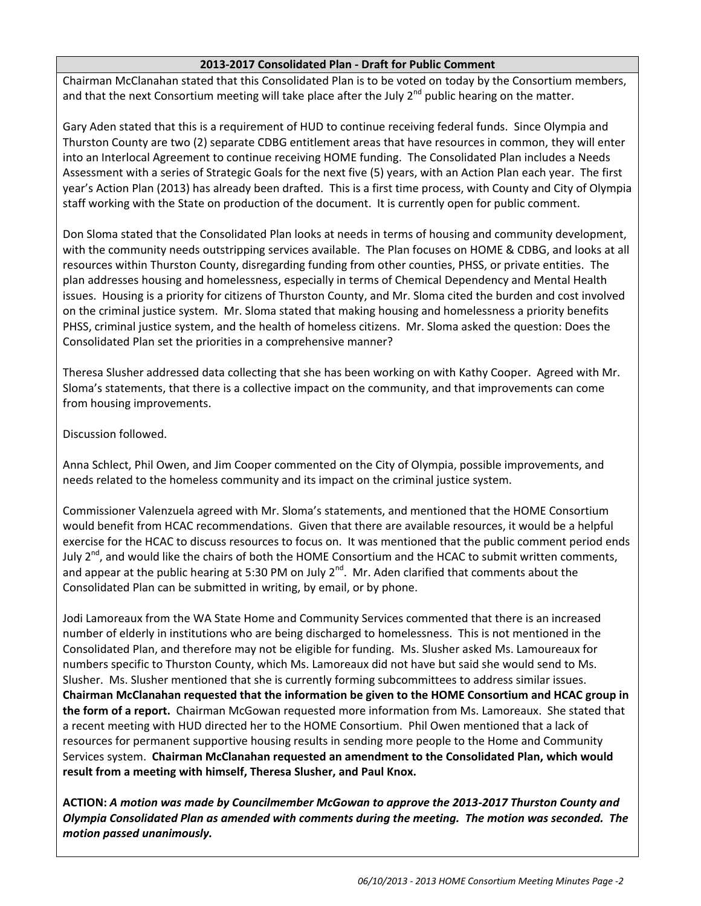## 2013-2017 Consolidated Plan - Draft for Public Comment

Chairman McClanahan stated that this Consolidated Plan is to be voted on today by the Consortium members, and that the next Consortium meeting will take place after the July 2nd public hearing on the matter.

Gary Aden stated that this is a requirement of HUD to continue receiving federal funds. Since Olympia and Thurston County are two (2) separate CDBG entitlement areas that have resources in common, they will enter into an Interlocal Agreement to continue receiving HOME funding. The Consolidated Plan includes a Needs Assessment with a series of Strategic Goals for the next five (5) years, with an Action Plan each year. The first year's Action Plan (2013) has already been drafted. This is a first time process, with County and City of Olympia staff working with the State on production of the document. It is currently open for public comment.

Don Sloma stated that the Consolidated Plan looks at needs in terms of housing and community development, with the community needs outstripping services available. The Plan focuses on HOME & CDBG, and looks at all resources within Thurston County, disregarding funding from other counties, PHSS, or private entities. The plan addresses housing and homelessness, especially in terms of Chemical Dependency and Mental Health issues. Housing is a priority for citizens of Thurston County, and Mr. Sloma cited the burden and cost involved on the criminal justice system. Mr. Sloma stated that making housing and homelessness a priority benefits PHSS, criminal justice system, and the health of homeless citizens. Mr. Sloma asked the question: Does the Consolidated Plan set the priorities in a comprehensive manner?

Theresa Slusher addressed data collecting that she has been working on with Kathy Cooper. Agreed with Mr. Sloma's statements, that there is a collective impact on the community, and that improvements can come from housing improvements.

Discussion followed.

Anna Schlect, Phil Owen, and Jim Cooper commented on the City of Olympia, possible improvements, and needs related to the homeless community and its impact on the criminal justice system.

Commissioner Valenzuela agreed with Mr. Sloma's statements, and mentioned that the HOME Consortium would benefit from HCAC recommendations. Given that there are available resources, it would be a helpful exercise for the HCAC to discuss resources to focus on. It was mentioned that the public comment period ends July 2nd, and would like the chairs of both the HOME Consortium and the HCAC to submit written comments, and appear at the public hearing at 5:30 PM on July 2nd. Mr. Aden clarified that comments about the Consolidated Plan can be submitted in writing, by email, or by phone.

Jodi Lamoreaux from the WA State Home and Community Services commented that there is an increased number of elderly in institutions who are being discharged to homelessness. This is not mentioned in the Consolidated Plan, and therefore may not be eligible for funding. Ms. Slusher asked Ms. Lamoureaux for numbers specific to Thurston County, which Ms. Lamoreaux did not have but said she would send to Ms. Slusher. Ms. Slusher mentioned that she is currently forming subcommittees to address similar issues. **Chairman McClanahan requested that the information be given to the HOME Consortium and HCAC group in the form of a report.** Chairman McGowan requested more information from Ms. Lamoreaux. She stated that a recent meeting with HUD directed her to the HOME Consortium. Phil Owen mentioned that a lack of resources for permanent supportive housing results in sending more people to the Home and Community Services system. **Chairman McClanahan requested an amendment to the Consolidated Plan, which would result from a meeting with himself, Theresa Slusher, and Paul Knox.**

**ACTION:** ***A motion was made by Councilmember McGowan to approve the 2013-2017 Thurston County and Olympia Consolidated Plan as amended with comments during the meeting. The motion was seconded. The motion passed unanimously.***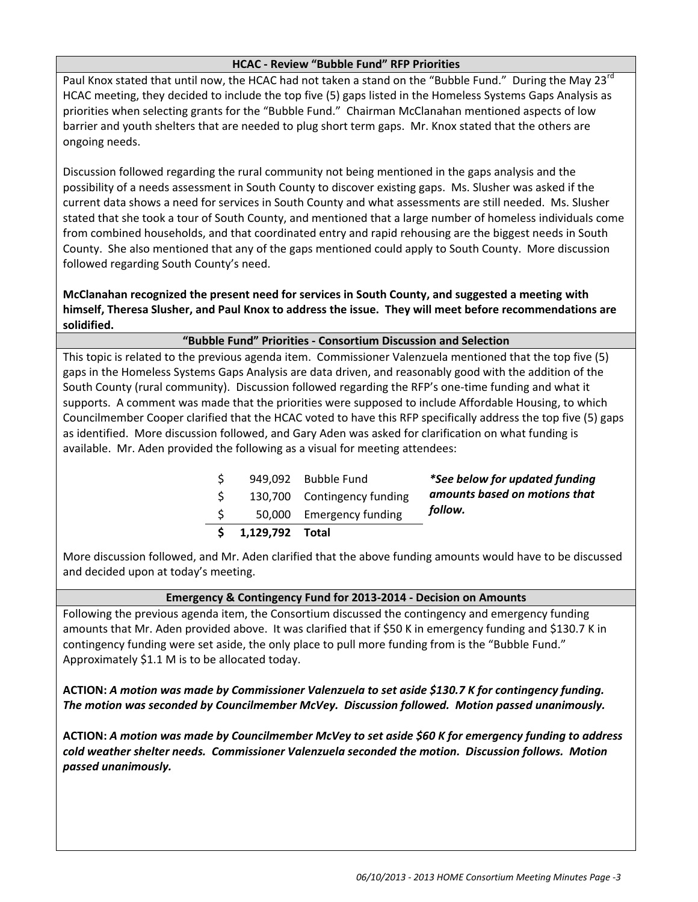### HCAC - Review "Bubble Fund" RFP Priorities

Paul Knox stated that until now, the HCAC had not taken a stand on the "Bubble Fund." During the May 23rd HCAC meeting, they decided to include the top five (5) gaps listed in the Homeless Systems Gaps Analysis as priorities when selecting grants for the "Bubble Fund." Chairman McClanahan mentioned aspects of low barrier and youth shelters that are needed to plug short term gaps. Mr. Knox stated that the others are ongoing needs.

Discussion followed regarding the rural community not being mentioned in the gaps analysis and the possibility of a needs assessment in South County to discover existing gaps. Ms. Slusher was asked if the current data shows a need for services in South County and what assessments are still needed. Ms. Slusher stated that she took a tour of South County, and mentioned that a large number of homeless individuals come from combined households, and that coordinated entry and rapid rehousing are the biggest needs in South County. She also mentioned that any of the gaps mentioned could apply to South County. More discussion followed regarding South County's need.

**McClanahan recognized the present need for services in South County, and suggested a meeting with himself, Theresa Slusher, and Paul Knox to address the issue. They will meet before recommendations are solidified.**

### "Bubble Fund" Priorities - Consortium Discussion and Selection

This topic is related to the previous agenda item. Commissioner Valenzuela mentioned that the top five (5) gaps in the Homeless Systems Gaps Analysis are data driven, and reasonably good with the addition of the South County (rural community). Discussion followed regarding the RFP's one-time funding and what it supports. A comment was made that the priorities were supposed to include Affordable Housing, to which Councilmember Cooper clarified that the HCAC voted to have this RFP specifically address the top five (5) gaps as identified. More discussion followed, and Gary Aden was asked for clarification on what funding is available. Mr. Aden provided the following as a visual for meeting attendees:

| $ | Amount | Item |
|---|---|---|
| $ | 949,092 | Bubble Fund |
| $ | 130,700 | Contingency funding |
| $ | 50,000 | Emergency funding |
| **$** | **1,129,792** | **Total** |

***See below for updated funding amounts based on motions that follow.**

More discussion followed, and Mr. Aden clarified that the above funding amounts would have to be discussed and decided upon at today's meeting.

### Emergency & Contingency Fund for 2013-2014 - Decision on Amounts

Following the previous agenda item, the Consortium discussed the contingency and emergency funding amounts that Mr. Aden provided above. It was clarified that if $50 K in emergency funding and $130.7 K in contingency funding were set aside, the only place to pull more funding from is the "Bubble Fund." Approximately $1.1 M is to be allocated today.

**ACTION:** ***A motion was made by Commissioner Valenzuela to set aside $130.7 K for contingency funding. The motion was seconded by Councilmember McVey. Discussion followed. Motion passed unanimously.***

**ACTION:** ***A motion was made by Councilmember McVey to set aside $60 K for emergency funding to address cold weather shelter needs. Commissioner Valenzuela seconded the motion. Discussion follows. Motion passed unanimously.***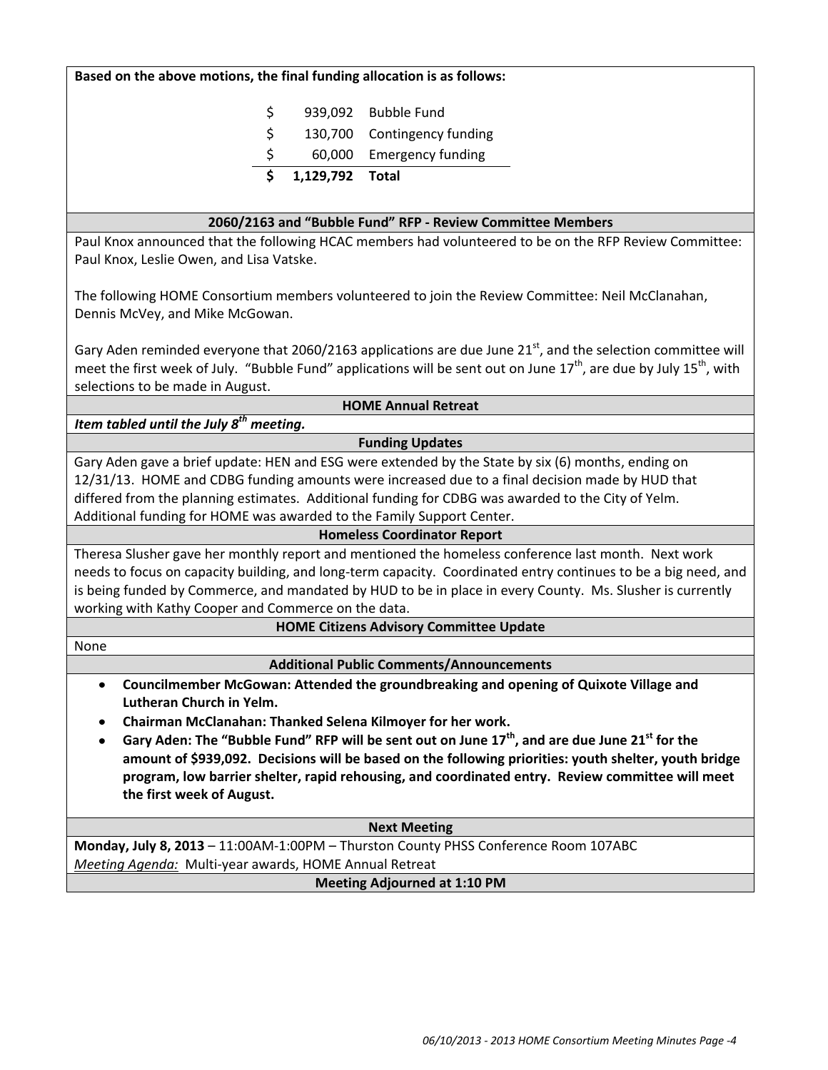**Based on the above motions, the final funding allocation is as follows:**

| | | |
|---|---|---|
| $ | 939,092 | Bubble Fund |
| $ | 130,700 | Contingency funding |
| $ | 60,000 | Emergency funding |
| **$** | **1,129,792** | **Total** |

**2060/2163 and "Bubble Fund" RFP - Review Committee Members**

Paul Knox announced that the following HCAC members had volunteered to be on the RFP Review Committee: Paul Knox, Leslie Owen, and Lisa Vatske.

The following HOME Consortium members volunteered to join the Review Committee: Neil McClanahan, Dennis McVey, and Mike McGowan.

Gary Aden reminded everyone that 2060/2163 applications are due June 21st, and the selection committee will meet the first week of July. "Bubble Fund" applications will be sent out on June 17th, are due by July 15th, with selections to be made in August.

**HOME Annual Retreat**

***Item tabled until the July 8th meeting.***

**Funding Updates**

Gary Aden gave a brief update: HEN and ESG were extended by the State by six (6) months, ending on 12/31/13. HOME and CDBG funding amounts were increased due to a final decision made by HUD that differed from the planning estimates. Additional funding for CDBG was awarded to the City of Yelm. Additional funding for HOME was awarded to the Family Support Center.

**Homeless Coordinator Report**

Theresa Slusher gave her monthly report and mentioned the homeless conference last month. Next work needs to focus on capacity building, and long-term capacity. Coordinated entry continues to be a big need, and is being funded by Commerce, and mandated by HUD to be in place in every County. Ms. Slusher is currently working with Kathy Cooper and Commerce on the data.

**HOME Citizens Advisory Committee Update**

None

**Additional Public Comments/Announcements**

- **Councilmember McGowan: Attended the groundbreaking and opening of Quixote Village and Lutheran Church in Yelm.**
- **Chairman McClanahan: Thanked Selena Kilmoyer for her work.**
- **Gary Aden: The "Bubble Fund" RFP will be sent out on June 17th, and are due June 21st for the amount of $939,092. Decisions will be based on the following priorities: youth shelter, youth bridge program, low barrier shelter, rapid rehousing, and coordinated entry. Review committee will meet the first week of August.**

**Next Meeting**

**Monday, July 8, 2013** – 11:00AM-1:00PM – Thurston County PHSS Conference Room 107ABC

*Meeting Agenda:* Multi-year awards, HOME Annual Retreat

**Meeting Adjourned at 1:10 PM**